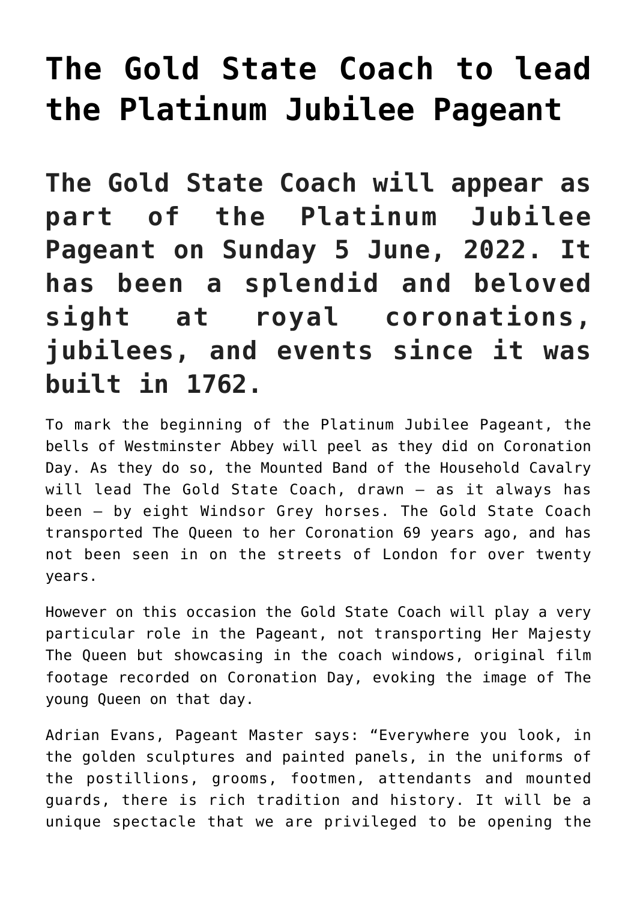# The Gold State Coach to lead the Platinum Jubilee Pageant

## The Gold State Coach will appear as part of the Platinum Jubilee Pageant on Sunday 5 June, 2022. It has been a splendid and beloved sight at royal coronations, jubilees, and events since it was built in 1762.

To mark the beginning of the Platinum Jubilee Pageant, the bells of Westminster Abbey will peel as they did on Coronation Day. As they do so, the Mounted Band of the Household Cavalry will lead The Gold State Coach, drawn – as it always has been – by eight Windsor Grey horses. The Gold State Coach transported The Queen to her Coronation 69 years ago, and has not been seen in on the streets of London for over twenty years.

However on this occasion the Gold State Coach will play a very particular role in the Pageant, not transporting Her Majesty The Queen but showcasing in the coach windows, original film footage recorded on Coronation Day, evoking the image of The young Queen on that day.

Adrian Evans, Pageant Master says: "Everywhere you look, in the golden sculptures and painted panels, in the uniforms of the postillions, grooms, footmen, attendants and mounted guards, there is rich tradition and history. It will be a unique spectacle that we are privileged to be opening the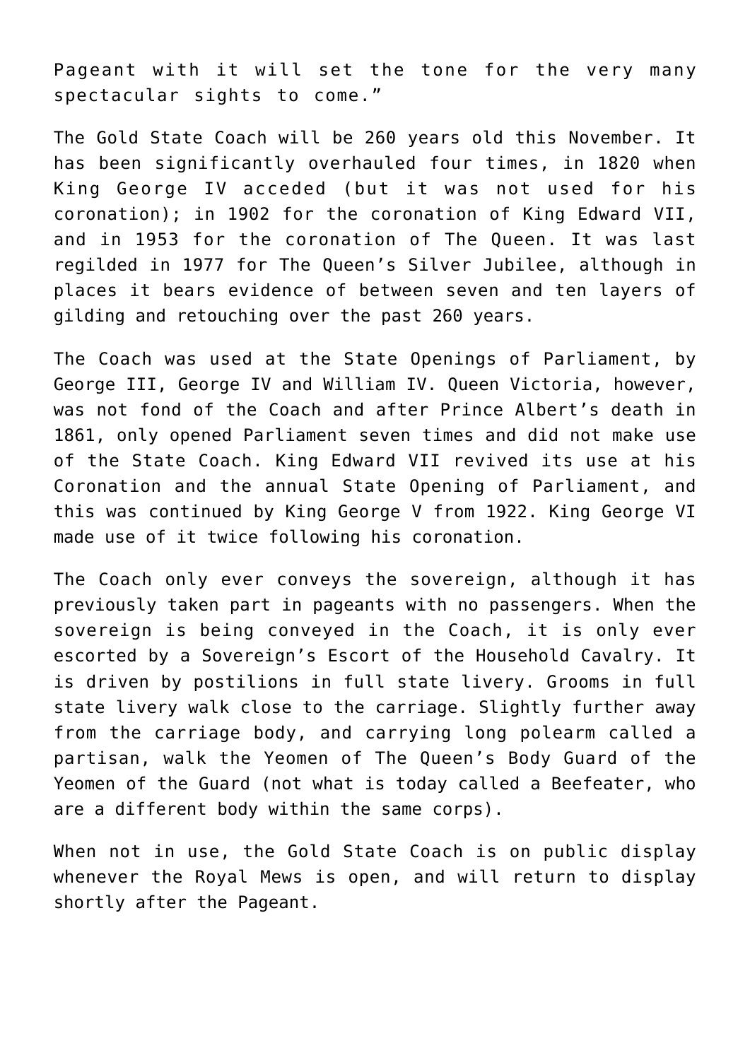Pageant with it will set the tone for the very many spectacular sights to come."

The Gold State Coach will be 260 years old this November. It has been significantly overhauled four times, in 1820 when King George IV acceded (but it was not used for his coronation); in 1902 for the coronation of King Edward VII, and in 1953 for the coronation of The Queen. It was last regilded in 1977 for The Queen's Silver Jubilee, although in places it bears evidence of between seven and ten layers of gilding and retouching over the past 260 years.

The Coach was used at the State Openings of Parliament, by George III, George IV and William IV. Queen Victoria, however, was not fond of the Coach and after Prince Albert's death in 1861, only opened Parliament seven times and did not make use of the State Coach. King Edward VII revived its use at his Coronation and the annual State Opening of Parliament, and this was continued by King George V from 1922. King George VI made use of it twice following his coronation.

The Coach only ever conveys the sovereign, although it has previously taken part in pageants with no passengers. When the sovereign is being conveyed in the Coach, it is only ever escorted by a Sovereign's Escort of the Household Cavalry. It is driven by postilions in full state livery. Grooms in full state livery walk close to the carriage. Slightly further away from the carriage body, and carrying long polearm called a partisan, walk the Yeomen of The Queen's Body Guard of the Yeomen of the Guard (not what is today called a Beefeater, who are a different body within the same corps).

When not in use, the Gold State Coach is on public display whenever the Royal Mews is open, and will return to display shortly after the Pageant.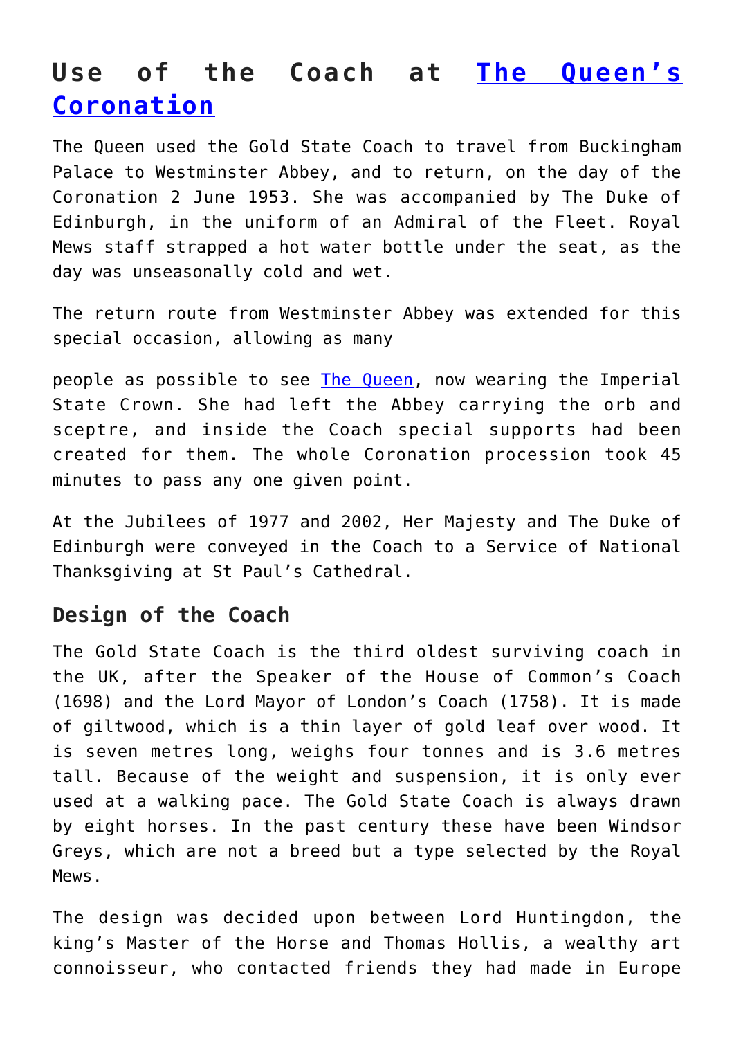## Use of the Coach at [The Queen's Coronation]

The Queen used the Gold State Coach to travel from Buckingham Palace to Westminster Abbey, and to return, on the day of the Coronation 2 June 1953. She was accompanied by The Duke of Edinburgh, in the uniform of an Admiral of the Fleet. Royal Mews staff strapped a hot water bottle under the seat, as the day was unseasonally cold and wet.

The return route from Westminster Abbey was extended for this special occasion, allowing as many people as possible to see [The Queen], now wearing the Imperial State Crown. She had left the Abbey carrying the orb and sceptre, and inside the Coach special supports had been created for them. The whole Coronation procession took 45 minutes to pass any one given point.

At the Jubilees of 1977 and 2002, Her Majesty and The Duke of Edinburgh were conveyed in the Coach to a Service of National Thanksgiving at St Paul's Cathedral.

### Design of the Coach

The Gold State Coach is the third oldest surviving coach in the UK, after the Speaker of the House of Common's Coach (1698) and the Lord Mayor of London's Coach (1758). It is made of giltwood, which is a thin layer of gold leaf over wood. It is seven metres long, weighs four tonnes and is 3.6 metres tall. Because of the weight and suspension, it is only ever used at a walking pace. The Gold State Coach is always drawn by eight horses. In the past century these have been Windsor Greys, which are not a breed but a type selected by the Royal Mews.

The design was decided upon between Lord Huntingdon, the king's Master of the Horse and Thomas Hollis, a wealthy art connoisseur, who contacted friends they had made in Europe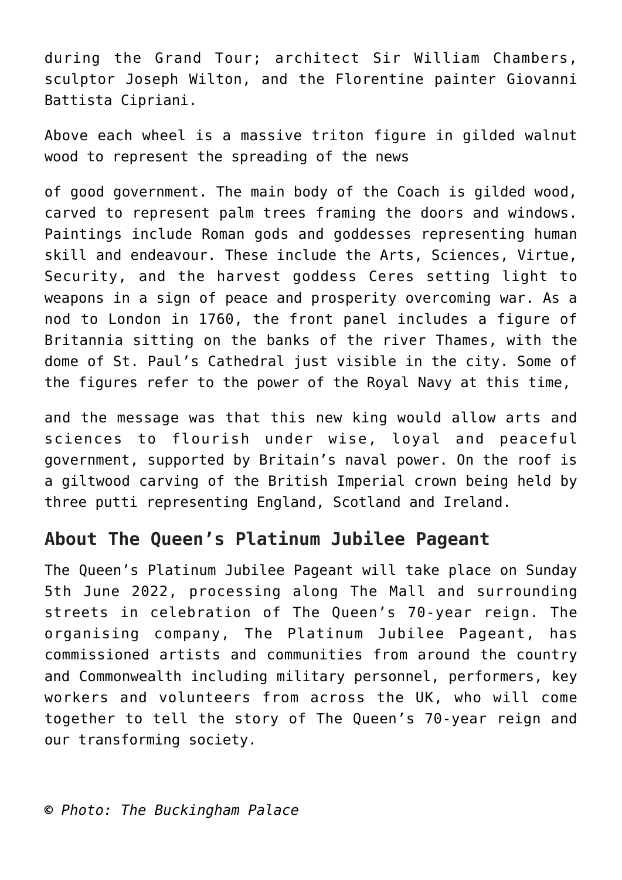during the Grand Tour; architect Sir William Chambers, sculptor Joseph Wilton, and the Florentine painter Giovanni Battista Cipriani.

Above each wheel is a massive triton figure in gilded walnut wood to represent the spreading of the news

of good government. The main body of the Coach is gilded wood, carved to represent palm trees framing the doors and windows. Paintings include Roman gods and goddesses representing human skill and endeavour. These include the Arts, Sciences, Virtue, Security, and the harvest goddess Ceres setting light to weapons in a sign of peace and prosperity overcoming war. As a nod to London in 1760, the front panel includes a figure of Britannia sitting on the banks of the river Thames, with the dome of St. Paul's Cathedral just visible in the city. Some of the figures refer to the power of the Royal Navy at this time,

and the message was that this new king would allow arts and sciences to flourish under wise, loyal and peaceful government, supported by Britain's naval power. On the roof is a giltwood carving of the British Imperial crown being held by three putti representing England, Scotland and Ireland.

## About The Queen's Platinum Jubilee Pageant

The Queen's Platinum Jubilee Pageant will take place on Sunday 5th June 2022, processing along The Mall and surrounding streets in celebration of The Queen's 70-year reign. The organising company, The Platinum Jubilee Pageant, has commissioned artists and communities from around the country and Commonwealth including military personnel, performers, key workers and volunteers from across the UK, who will come together to tell the story of The Queen's 70-year reign and our transforming society.

*© Photo: The Buckingham Palace*